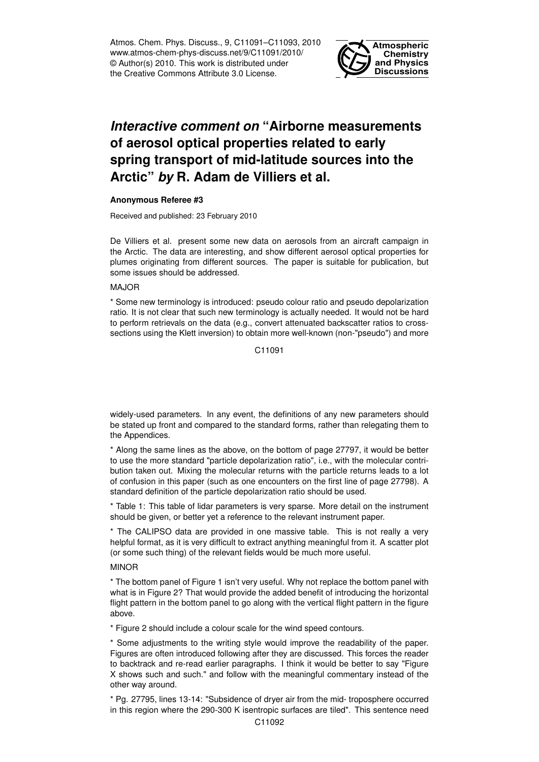Atmos. Chem. Phys. Discuss., 9, C11091–C11093, 2010
www.atmos-chem-phys-discuss.net/9/C11091/2010/
© Author(s) 2010. This work is distributed under
the Creative Commons Attribute 3.0 License.

# *Interactive comment on* "Airborne measurements of aerosol optical properties related to early spring transport of mid-latitude sources into the Arctic" *by* R. Adam de Villiers et al.

**Anonymous Referee #3**

Received and published: 23 February 2010

De Villiers et al. present some new data on aerosols from an aircraft campaign in the Arctic. The data are interesting, and show different aerosol optical properties for plumes originating from different sources. The paper is suitable for publication, but some issues should be addressed.

MAJOR

* Some new terminology is introduced: pseudo colour ratio and pseudo depolarization ratio. It is not clear that such new terminology is actually needed. It would not be hard to perform retrievals on the data (e.g., convert attenuated backscatter ratios to cross-sections using the Klett inversion) to obtain more well-known (non-"pseudo") and more widely-used parameters. In any event, the definitions of any new parameters should be stated up front and compared to the standard forms, rather than relegating them to the Appendices.

* Along the same lines as the above, on the bottom of page 27797, it would be better to use the more standard "particle depolarization ratio", i.e., with the molecular contribution taken out. Mixing the molecular returns with the particle returns leads to a lot of confusion in this paper (such as one encounters on the first line of page 27798). A standard definition of the particle depolarization ratio should be used.

* Table 1: This table of lidar parameters is very sparse. More detail on the instrument should be given, or better yet a reference to the relevant instrument paper.

* The CALIPSO data are provided in one massive table. This is not really a very helpful format, as it is very difficult to extract anything meaningful from it. A scatter plot (or some such thing) of the relevant fields would be much more useful.

MINOR

* The bottom panel of Figure 1 isn't very useful. Why not replace the bottom panel with what is in Figure 2? That would provide the added benefit of introducing the horizontal flight pattern in the bottom panel to go along with the vertical flight pattern in the figure above.

* Figure 2 should include a colour scale for the wind speed contours.

* Some adjustments to the writing style would improve the readability of the paper. Figures are often introduced following after they are discussed. This forces the reader to backtrack and re-read earlier paragraphs. I think it would be better to say "Figure X shows such and such." and follow with the meaningful commentary instead of the other way around.

* Pg. 27795, lines 13-14: "Subsidence of dryer air from the mid- troposphere occurred in this region where the 290-300 K isentropic surfaces are tiled". This sentence need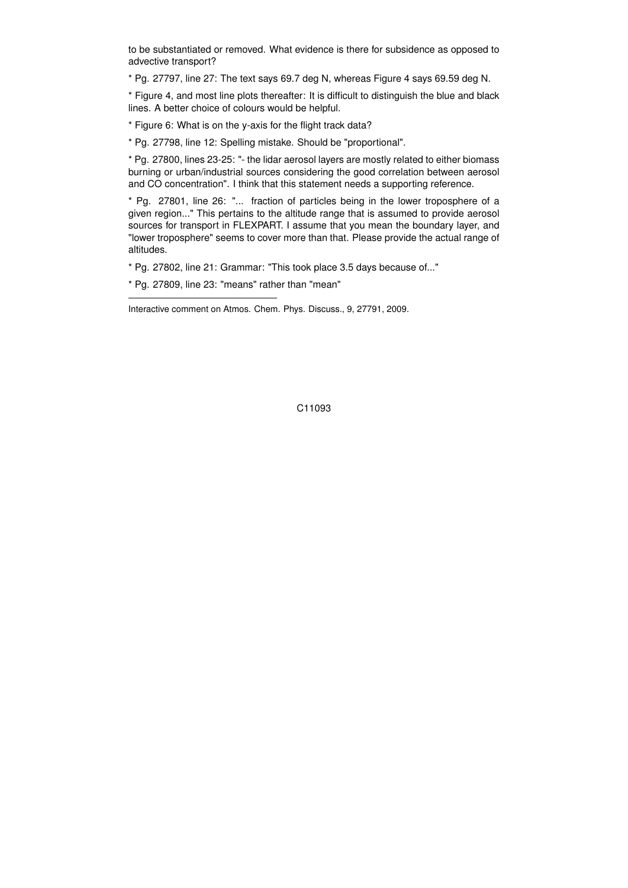to be substantiated or removed. What evidence is there for subsidence as opposed to advective transport?

* Pg. 27797, line 27: The text says 69.7 deg N, whereas Figure 4 says 69.59 deg N.

* Figure 4, and most line plots thereafter: It is difficult to distinguish the blue and black lines. A better choice of colours would be helpful.

* Figure 6: What is on the y-axis for the flight track data?

* Pg. 27798, line 12: Spelling mistake. Should be "proportional".

* Pg. 27800, lines 23-25: "- the lidar aerosol layers are mostly related to either biomass burning or urban/industrial sources considering the good correlation between aerosol and CO concentration". I think that this statement needs a supporting reference.

* Pg. 27801, line 26: "... fraction of particles being in the lower troposphere of a given region..." This pertains to the altitude range that is assumed to provide aerosol sources for transport in FLEXPART. I assume that you mean the boundary layer, and "lower troposphere" seems to cover more than that. Please provide the actual range of altitudes.

* Pg. 27802, line 21: Grammar: "This took place 3.5 days because of..."

* Pg. 27809, line 23: "means" rather than "mean"

---

Interactive comment on Atmos. Chem. Phys. Discuss., 9, 27791, 2009.